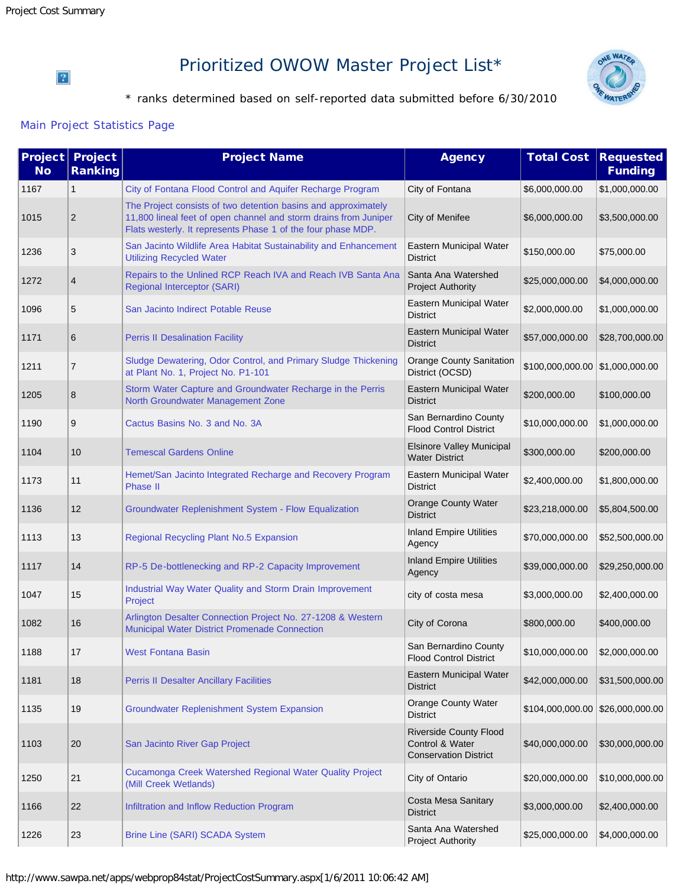# Prioritized OWOW Master Project List*

\* ranks determined based on self-reported data submitted before 6/30/2010

Main Project Statistics Page

| Project No | Project Ranking | Project Name | Agency | Total Cost | Requested Funding |
|---|---|---|---|---|---|
| 1167 | 1 | City of Fontana Flood Control and Aquifer Recharge Program | City of Fontana | $6,000,000.00 | $1,000,000.00 |
| 1015 | 2 | The Project consists of two detention basins and approximately 11,800 lineal feet of open channel and storm drains from Juniper Flats westerly. It represents Phase 1 of the four phase MDP. | City of Menifee | $6,000,000.00 | $3,500,000.00 |
| 1236 | 3 | San Jacinto Wildlife Area Habitat Sustainability and Enhancement Utilizing Recycled Water | Eastern Municipal Water District | $150,000.00 | $75,000.00 |
| 1272 | 4 | Repairs to the Unlined RCP Reach IVA and Reach IVB Santa Ana Regional Interceptor (SARI) | Santa Ana Watershed Project Authority | $25,000,000.00 | $4,000,000.00 |
| 1096 | 5 | San Jacinto Indirect Potable Reuse | Eastern Municipal Water District | $2,000,000.00 | $1,000,000.00 |
| 1171 | 6 | Perris II Desalination Facility | Eastern Municipal Water District | $57,000,000.00 | $28,700,000.00 |
| 1211 | 7 | Sludge Dewatering, Odor Control, and Primary Sludge Thickening at Plant No. 1, Project No. P1-101 | Orange County Sanitation District (OCSD) | $100,000,000.00 | $1,000,000.00 |
| 1205 | 8 | Storm Water Capture and Groundwater Recharge in the Perris North Groundwater Management Zone | Eastern Municipal Water District | $200,000.00 | $100,000.00 |
| 1190 | 9 | Cactus Basins No. 3 and No. 3A | San Bernardino County Flood Control District | $10,000,000.00 | $1,000,000.00 |
| 1104 | 10 | Temescal Gardens Online | Elsinore Valley Municipal Water District | $300,000.00 | $200,000.00 |
| 1173 | 11 | Hemet/San Jacinto Integrated Recharge and Recovery Program Phase II | Eastern Municipal Water District | $2,400,000.00 | $1,800,000.00 |
| 1136 | 12 | Groundwater Replenishment System - Flow Equalization | Orange County Water District | $23,218,000.00 | $5,804,500.00 |
| 1113 | 13 | Regional Recycling Plant No.5 Expansion | Inland Empire Utilities Agency | $70,000,000.00 | $52,500,000.00 |
| 1117 | 14 | RP-5 De-bottlenecking and RP-2 Capacity Improvement | Inland Empire Utilities Agency | $39,000,000.00 | $29,250,000.00 |
| 1047 | 15 | Industrial Way Water Quality and Storm Drain Improvement Project | city of costa mesa | $3,000,000.00 | $2,400,000.00 |
| 1082 | 16 | Arlington Desalter Connection Project No. 27-1208 & Western Municipal Water District Promenade Connection | City of Corona | $800,000.00 | $400,000.00 |
| 1188 | 17 | West Fontana Basin | San Bernardino County Flood Control District | $10,000,000.00 | $2,000,000.00 |
| 1181 | 18 | Perris II Desalter Ancillary Facilities | Eastern Municipal Water District | $42,000,000.00 | $31,500,000.00 |
| 1135 | 19 | Groundwater Replenishment System Expansion | Orange County Water District | $104,000,000.00 | $26,000,000.00 |
| 1103 | 20 | San Jacinto River Gap Project | Riverside County Flood Control & Water Conservation District | $40,000,000.00 | $30,000,000.00 |
| 1250 | 21 | Cucamonga Creek Watershed Regional Water Quality Project (Mill Creek Wetlands) | City of Ontario | $20,000,000.00 | $10,000,000.00 |
| 1166 | 22 | Infiltration and Inflow Reduction Program | Costa Mesa Sanitary District | $3,000,000.00 | $2,400,000.00 |
| 1226 | 23 | Brine Line (SARI) SCADA System | Santa Ana Watershed Project Authority | $25,000,000.00 | $4,000,000.00 |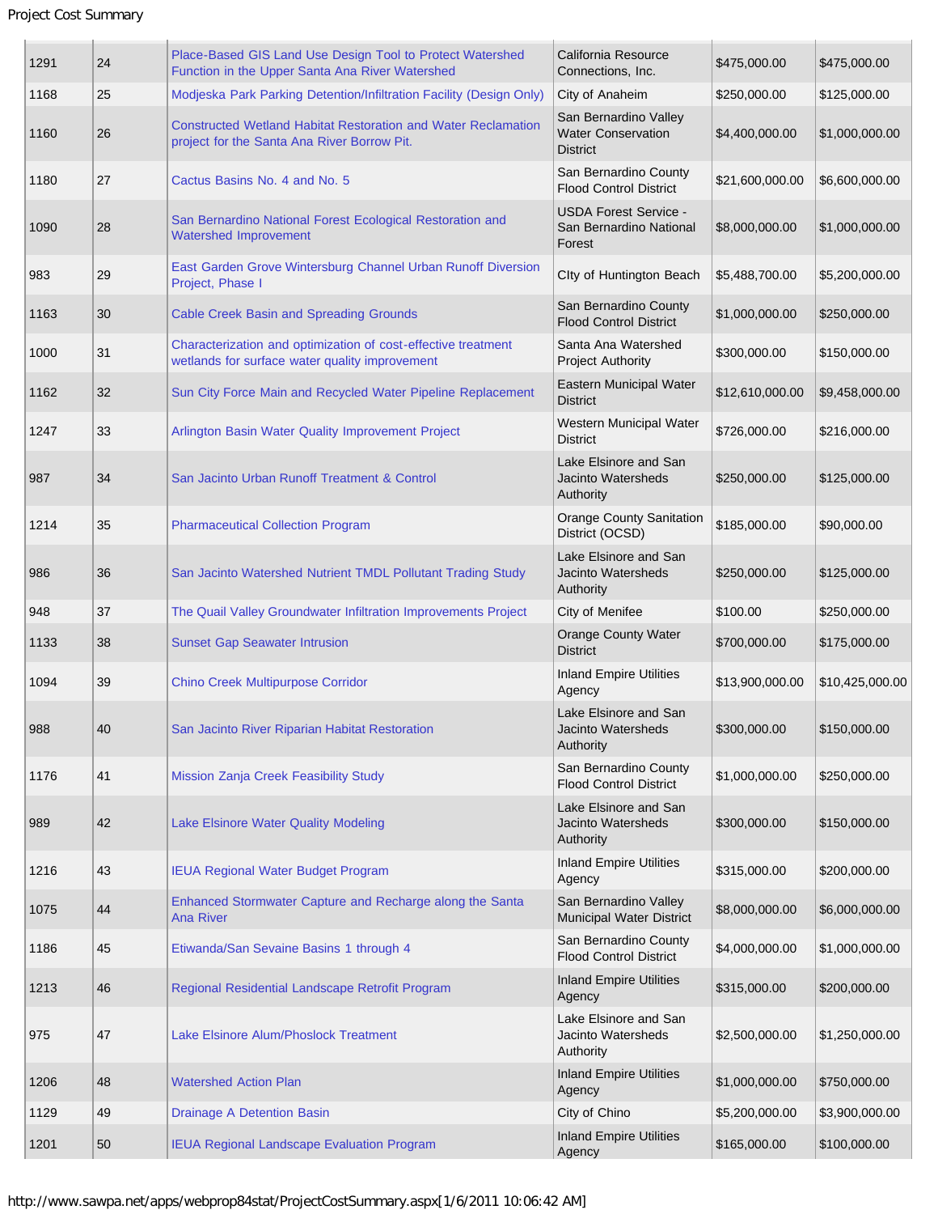| | | | | | |
|---|---|---|---|---|---|
| 1291 | 24 | Place-Based GIS Land Use Design Tool to Protect Watershed Function in the Upper Santa Ana River Watershed | California Resource Connections, Inc. | $475,000.00 | $475,000.00 |
| 1168 | 25 | Modjeska Park Parking Detention/Infiltration Facility (Design Only) | City of Anaheim | $250,000.00 | $125,000.00 |
| 1160 | 26 | Constructed Wetland Habitat Restoration and Water Reclamation project for the Santa Ana River Borrow Pit. | San Bernardino Valley Water Conservation District | $4,400,000.00 | $1,000,000.00 |
| 1180 | 27 | Cactus Basins No. 4 and No. 5 | San Bernardino County Flood Control District | $21,600,000.00 | $6,600,000.00 |
| 1090 | 28 | San Bernardino National Forest Ecological Restoration and Watershed Improvement | USDA Forest Service - San Bernardino National Forest | $8,000,000.00 | $1,000,000.00 |
| 983 | 29 | East Garden Grove Wintersburg Channel Urban Runoff Diversion Project, Phase I | CIty of Huntington Beach | $5,488,700.00 | $5,200,000.00 |
| 1163 | 30 | Cable Creek Basin and Spreading Grounds | San Bernardino County Flood Control District | $1,000,000.00 | $250,000.00 |
| 1000 | 31 | Characterization and optimization of cost-effective treatment wetlands for surface water quality improvement | Santa Ana Watershed Project Authority | $300,000.00 | $150,000.00 |
| 1162 | 32 | Sun City Force Main and Recycled Water Pipeline Replacement | Eastern Municipal Water District | $12,610,000.00 | $9,458,000.00 |
| 1247 | 33 | Arlington Basin Water Quality Improvement Project | Western Municipal Water District | $726,000.00 | $216,000.00 |
| 987 | 34 | San Jacinto Urban Runoff Treatment & Control | Lake Elsinore and San Jacinto Watersheds Authority | $250,000.00 | $125,000.00 |
| 1214 | 35 | Pharmaceutical Collection Program | Orange County Sanitation District (OCSD) | $185,000.00 | $90,000.00 |
| 986 | 36 | San Jacinto Watershed Nutrient TMDL Pollutant Trading Study | Lake Elsinore and San Jacinto Watersheds Authority | $250,000.00 | $125,000.00 |
| 948 | 37 | The Quail Valley Groundwater Infiltration Improvements Project | City of Menifee | $100.00 | $250,000.00 |
| 1133 | 38 | Sunset Gap Seawater Intrusion | Orange County Water District | $700,000.00 | $175,000.00 |
| 1094 | 39 | Chino Creek Multipurpose Corridor | Inland Empire Utilities Agency | $13,900,000.00 | $10,425,000.00 |
| 988 | 40 | San Jacinto River Riparian Habitat Restoration | Lake Elsinore and San Jacinto Watersheds Authority | $300,000.00 | $150,000.00 |
| 1176 | 41 | Mission Zanja Creek Feasibility Study | San Bernardino County Flood Control District | $1,000,000.00 | $250,000.00 |
| 989 | 42 | Lake Elsinore Water Quality Modeling | Lake Elsinore and San Jacinto Watersheds Authority | $300,000.00 | $150,000.00 |
| 1216 | 43 | IEUA Regional Water Budget Program | Inland Empire Utilities Agency | $315,000.00 | $200,000.00 |
| 1075 | 44 | Enhanced Stormwater Capture and Recharge along the Santa Ana River | San Bernardino Valley Municipal Water District | $8,000,000.00 | $6,000,000.00 |
| 1186 | 45 | Etiwanda/San Sevaine Basins 1 through 4 | San Bernardino County Flood Control District | $4,000,000.00 | $1,000,000.00 |
| 1213 | 46 | Regional Residential Landscape Retrofit Program | Inland Empire Utilities Agency | $315,000.00 | $200,000.00 |
| 975 | 47 | Lake Elsinore Alum/Phoslock Treatment | Lake Elsinore and San Jacinto Watersheds Authority | $2,500,000.00 | $1,250,000.00 |
| 1206 | 48 | Watershed Action Plan | Inland Empire Utilities Agency | $1,000,000.00 | $750,000.00 |
| 1129 | 49 | Drainage A Detention Basin | City of Chino | $5,200,000.00 | $3,900,000.00 |
| 1201 | 50 | IEUA Regional Landscape Evaluation Program | Inland Empire Utilities Agency | $165,000.00 | $100,000.00 |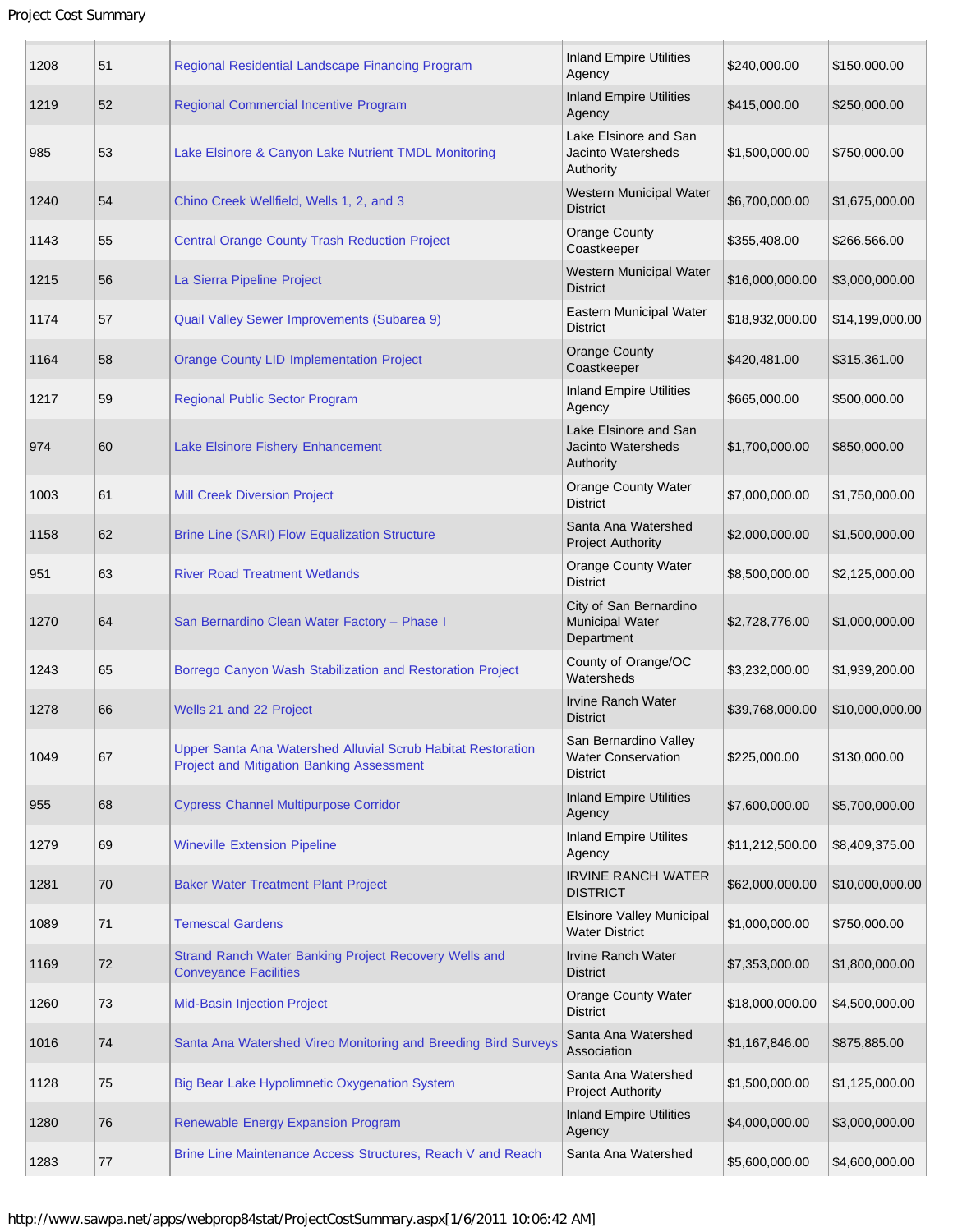| | | | | | |
|---|---|---|---|---|---|
| 1208 | 51 | Regional Residential Landscape Financing Program | Inland Empire Utilities Agency | $240,000.00 | $150,000.00 |
| 1219 | 52 | Regional Commercial Incentive Program | Inland Empire Utilities Agency | $415,000.00 | $250,000.00 |
| 985 | 53 | Lake Elsinore & Canyon Lake Nutrient TMDL Monitoring | Lake Elsinore and San Jacinto Watersheds Authority | $1,500,000.00 | $750,000.00 |
| 1240 | 54 | Chino Creek Wellfield, Wells 1, 2, and 3 | Western Municipal Water District | $6,700,000.00 | $1,675,000.00 |
| 1143 | 55 | Central Orange County Trash Reduction Project | Orange County Coastkeeper | $355,408.00 | $266,566.00 |
| 1215 | 56 | La Sierra Pipeline Project | Western Municipal Water District | $16,000,000.00 | $3,000,000.00 |
| 1174 | 57 | Quail Valley Sewer Improvements (Subarea 9) | Eastern Municipal Water District | $18,932,000.00 | $14,199,000.00 |
| 1164 | 58 | Orange County LID Implementation Project | Orange County Coastkeeper | $420,481.00 | $315,361.00 |
| 1217 | 59 | Regional Public Sector Program | Inland Empire Utilities Agency | $665,000.00 | $500,000.00 |
| 974 | 60 | Lake Elsinore Fishery Enhancement | Lake Elsinore and San Jacinto Watersheds Authority | $1,700,000.00 | $850,000.00 |
| 1003 | 61 | Mill Creek Diversion Project | Orange County Water District | $7,000,000.00 | $1,750,000.00 |
| 1158 | 62 | Brine Line (SARI) Flow Equalization Structure | Santa Ana Watershed Project Authority | $2,000,000.00 | $1,500,000.00 |
| 951 | 63 | River Road Treatment Wetlands | Orange County Water District | $8,500,000.00 | $2,125,000.00 |
| 1270 | 64 | San Bernardino Clean Water Factory – Phase I | City of San Bernardino Municipal Water Department | $2,728,776.00 | $1,000,000.00 |
| 1243 | 65 | Borrego Canyon Wash Stabilization and Restoration Project | County of Orange/OC Watersheds | $3,232,000.00 | $1,939,200.00 |
| 1278 | 66 | Wells 21 and 22 Project | Irvine Ranch Water District | $39,768,000.00 | $10,000,000.00 |
| 1049 | 67 | Upper Santa Ana Watershed Alluvial Scrub Habitat Restoration Project and Mitigation Banking Assessment | San Bernardino Valley Water Conservation District | $225,000.00 | $130,000.00 |
| 955 | 68 | Cypress Channel Multipurpose Corridor | Inland Empire Utilities Agency | $7,600,000.00 | $5,700,000.00 |
| 1279 | 69 | Wineville Extension Pipeline | Inland Empire Utilites Agency | $11,212,500.00 | $8,409,375.00 |
| 1281 | 70 | Baker Water Treatment Plant Project | IRVINE RANCH WATER DISTRICT | $62,000,000.00 | $10,000,000.00 |
| 1089 | 71 | Temescal Gardens | Elsinore Valley Municipal Water District | $1,000,000.00 | $750,000.00 |
| 1169 | 72 | Strand Ranch Water Banking Project Recovery Wells and Conveyance Facilities | Irvine Ranch Water District | $7,353,000.00 | $1,800,000.00 |
| 1260 | 73 | Mid-Basin Injection Project | Orange County Water District | $18,000,000.00 | $4,500,000.00 |
| 1016 | 74 | Santa Ana Watershed Vireo Monitoring and Breeding Bird Surveys | Santa Ana Watershed Association | $1,167,846.00 | $875,885.00 |
| 1128 | 75 | Big Bear Lake Hypolimnetic Oxygenation System | Santa Ana Watershed Project Authority | $1,500,000.00 | $1,125,000.00 |
| 1280 | 76 | Renewable Energy Expansion Program | Inland Empire Utilities Agency | $4,000,000.00 | $3,000,000.00 |
| 1283 | 77 | Brine Line Maintenance Access Structures, Reach V and Reach | Santa Ana Watershed | $5,600,000.00 | $4,600,000.00 |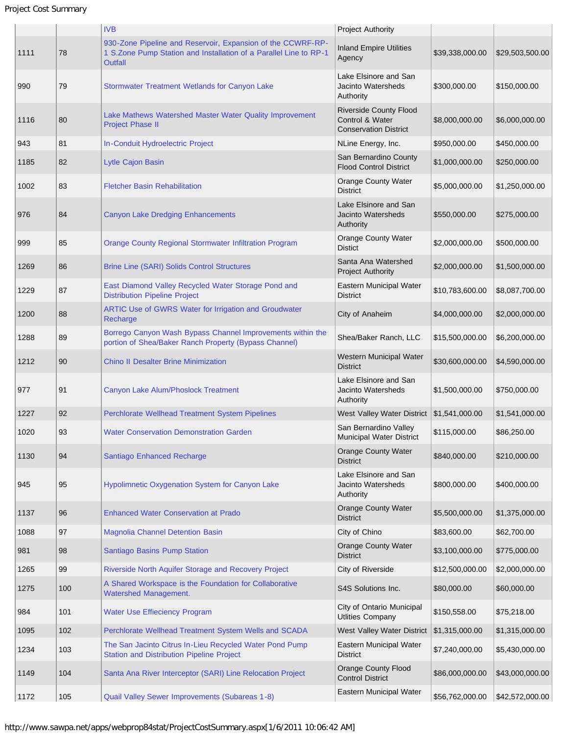| | | IVB | Project Authority | | |
|---|---|---|---|---|---|
| 1111 | 78 | 930-Zone Pipeline and Reservoir, Expansion of the CCWRF-RP-1 S.Zone Pump Station and Installation of a Parallel Line to RP-1 Outfall | Inland Empire Utilities Agency | $39,338,000.00 | $29,503,500.00 |
| 990 | 79 | Stormwater Treatment Wetlands for Canyon Lake | Lake Elsinore and San Jacinto Watersheds Authority | $300,000.00 | $150,000.00 |
| 1116 | 80 | Lake Mathews Watershed Master Water Quality Improvement Project Phase II | Riverside County Flood Control & Water Conservation District | $8,000,000.00 | $6,000,000.00 |
| 943 | 81 | In-Conduit Hydroelectric Project | NLine Energy, Inc. | $950,000.00 | $450,000.00 |
| 1185 | 82 | Lytle Cajon Basin | San Bernardino County Flood Control District | $1,000,000.00 | $250,000.00 |
| 1002 | 83 | Fletcher Basin Rehabilitation | Orange County Water District | $5,000,000.00 | $1,250,000.00 |
| 976 | 84 | Canyon Lake Dredging Enhancements | Lake Elsinore and San Jacinto Watersheds Authority | $550,000.00 | $275,000.00 |
| 999 | 85 | Orange County Regional Stormwater Infiltration Program | Orange County Water Distict | $2,000,000.00 | $500,000.00 |
| 1269 | 86 | Brine Line (SARI) Solids Control Structures | Santa Ana Watershed Project Authority | $2,000,000.00 | $1,500,000.00 |
| 1229 | 87 | East Diamond Valley Recycled Water Storage Pond and Distribution Pipeline Project | Eastern Municipal Water District | $10,783,600.00 | $8,087,700.00 |
| 1200 | 88 | ARTIC Use of GWRS Water for Irrigation and Groudwater Recharge | City of Anaheim | $4,000,000.00 | $2,000,000.00 |
| 1288 | 89 | Borrego Canyon Wash Bypass Channel Improvements within the portion of Shea/Baker Ranch Property (Bypass Channel) | Shea/Baker Ranch, LLC | $15,500,000.00 | $6,200,000.00 |
| 1212 | 90 | Chino II Desalter Brine Minimization | Western Municipal Water District | $30,600,000.00 | $4,590,000.00 |
| 977 | 91 | Canyon Lake Alum/Phoslock Treatment | Lake Elsinore and San Jacinto Watersheds Authority | $1,500,000.00 | $750,000.00 |
| 1227 | 92 | Perchlorate Wellhead Treatment System Pipelines | West Valley Water District | $1,541,000.00 | $1,541,000.00 |
| 1020 | 93 | Water Conservation Demonstration Garden | San Bernardino Valley Municipal Water District | $115,000.00 | $86,250.00 |
| 1130 | 94 | Santiago Enhanced Recharge | Orange County Water District | $840,000.00 | $210,000.00 |
| 945 | 95 | Hypolimnetic Oxygenation System for Canyon Lake | Lake Elsinore and San Jacinto Watersheds Authority | $800,000.00 | $400,000.00 |
| 1137 | 96 | Enhanced Water Conservation at Prado | Orange County Water District | $5,500,000.00 | $1,375,000.00 |
| 1088 | 97 | Magnolia Channel Detention Basin | City of Chino | $83,600.00 | $62,700.00 |
| 981 | 98 | Santiago Basins Pump Station | Orange County Water District | $3,100,000.00 | $775,000.00 |
| 1265 | 99 | Riverside North Aquifer Storage and Recovery Project | City of Riverside | $12,500,000.00 | $2,000,000.00 |
| 1275 | 100 | A Shared Workspace is the Foundation for Collaborative Watershed Management. | S4S Solutions Inc. | $80,000.00 | $60,000.00 |
| 984 | 101 | Water Use Effieciency Program | City of Ontario Municipal Utlities Company | $150,558.00 | $75,218.00 |
| 1095 | 102 | Perchlorate Wellhead Treatment System Wells and SCADA | West Valley Water District | $1,315,000.00 | $1,315,000.00 |
| 1234 | 103 | The San Jacinto Citrus In-Lieu Recycled Water Pond Pump Station and Distribution Pipeline Project | Eastern Municipal Water District | $7,240,000.00 | $5,430,000.00 |
| 1149 | 104 | Santa Ana River Interceptor (SARI) Line Relocation Project | Orange County Flood Control District | $86,000,000.00 | $43,000,000.00 |
| 1172 | 105 | Quail Valley Sewer Improvements (Subareas 1-8) | Eastern Municipal Water | $56,762,000.00 | $42,572,000.00 |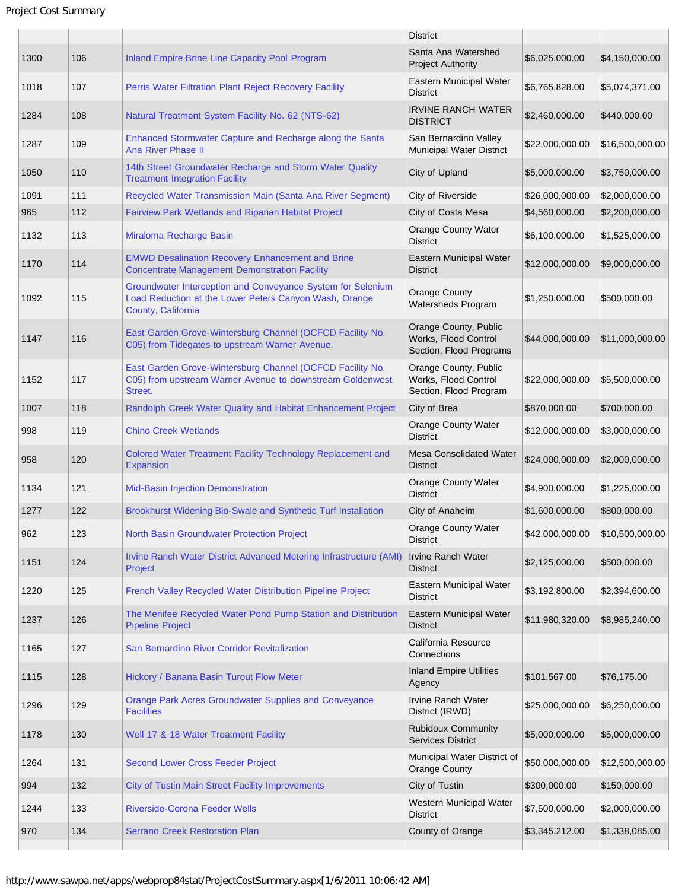| | | | District | | |
|---|---|---|---|---|---|
| 1300 | 106 | Inland Empire Brine Line Capacity Pool Program | Santa Ana Watershed Project Authority | $6,025,000.00 | $4,150,000.00 |
| 1018 | 107 | Perris Water Filtration Plant Reject Recovery Facility | Eastern Municipal Water District | $6,765,828.00 | $5,074,371.00 |
| 1284 | 108 | Natural Treatment System Facility No. 62 (NTS-62) | IRVINE RANCH WATER DISTRICT | $2,460,000.00 | $440,000.00 |
| 1287 | 109 | Enhanced Stormwater Capture and Recharge along the Santa Ana River Phase II | San Bernardino Valley Municipal Water District | $22,000,000.00 | $16,500,000.00 |
| 1050 | 110 | 14th Street Groundwater Recharge and Storm Water Quality Treatment Integration Facility | City of Upland | $5,000,000.00 | $3,750,000.00 |
| 1091 | 111 | Recycled Water Transmission Main (Santa Ana River Segment) | City of Riverside | $26,000,000.00 | $2,000,000.00 |
| 965 | 112 | Fairview Park Wetlands and Riparian Habitat Project | City of Costa Mesa | $4,560,000.00 | $2,200,000.00 |
| 1132 | 113 | Miraloma Recharge Basin | Orange County Water District | $6,100,000.00 | $1,525,000.00 |
| 1170 | 114 | EMWD Desalination Recovery Enhancement and Brine Concentrate Management Demonstration Facility | Eastern Municipal Water District | $12,000,000.00 | $9,000,000.00 |
| 1092 | 115 | Groundwater Interception and Conveyance System for Selenium Load Reduction at the Lower Peters Canyon Wash, Orange County, California | Orange County Watersheds Program | $1,250,000.00 | $500,000.00 |
| 1147 | 116 | East Garden Grove-Wintersburg Channel (OCFCD Facility No. C05) from Tidegates to upstream Warner Avenue. | Orange County, Public Works, Flood Control Section, Flood Programs | $44,000,000.00 | $11,000,000.00 |
| 1152 | 117 | East Garden Grove-Wintersburg Channel (OCFCD Facility No. C05) from upstream Warner Avenue to downstream Goldenwest Street. | Orange County, Public Works, Flood Control Section, Flood Program | $22,000,000.00 | $5,500,000.00 |
| 1007 | 118 | Randolph Creek Water Quality and Habitat Enhancement Project | City of Brea | $870,000.00 | $700,000.00 |
| 998 | 119 | Chino Creek Wetlands | Orange County Water District | $12,000,000.00 | $3,000,000.00 |
| 958 | 120 | Colored Water Treatment Facility Technology Replacement and Expansion | Mesa Consolidated Water District | $24,000,000.00 | $2,000,000.00 |
| 1134 | 121 | Mid-Basin Injection Demonstration | Orange County Water District | $4,900,000.00 | $1,225,000.00 |
| 1277 | 122 | Brookhurst Widening Bio-Swale and Synthetic Turf Installation | City of Anaheim | $1,600,000.00 | $800,000.00 |
| 962 | 123 | North Basin Groundwater Protection Project | Orange County Water District | $42,000,000.00 | $10,500,000.00 |
| 1151 | 124 | Irvine Ranch Water District Advanced Metering Infrastructure (AMI) Project | Irvine Ranch Water District | $2,125,000.00 | $500,000.00 |
| 1220 | 125 | French Valley Recycled Water Distribution Pipeline Project | Eastern Municipal Water District | $3,192,800.00 | $2,394,600.00 |
| 1237 | 126 | The Menifee Recycled Water Pond Pump Station and Distribution Pipeline Project | Eastern Municipal Water District | $11,980,320.00 | $8,985,240.00 |
| 1165 | 127 | San Bernardino River Corridor Revitalization | California Resource Connections | | |
| 1115 | 128 | Hickory / Banana Basin Turnout Flow Meter | Inland Empire Utilities Agency | $101,567.00 | $76,175.00 |
| 1296 | 129 | Orange Park Acres Groundwater Supplies and Conveyance Facilities | Irvine Ranch Water District (IRWD) | $25,000,000.00 | $6,250,000.00 |
| 1178 | 130 | Well 17 & 18 Water Treatment Facility | Rubidoux Community Services District | $5,000,000.00 | $5,000,000.00 |
| 1264 | 131 | Second Lower Cross Feeder Project | Municipal Water District of Orange County | $50,000,000.00 | $12,500,000.00 |
| 994 | 132 | City of Tustin Main Street Facility Improvements | City of Tustin | $300,000.00 | $150,000.00 |
| 1244 | 133 | Riverside-Corona Feeder Wells | Western Municipal Water District | $7,500,000.00 | $2,000,000.00 |
| 970 | 134 | Serrano Creek Restoration Plan | County of Orange | $3,345,212.00 | $1,338,085.00 |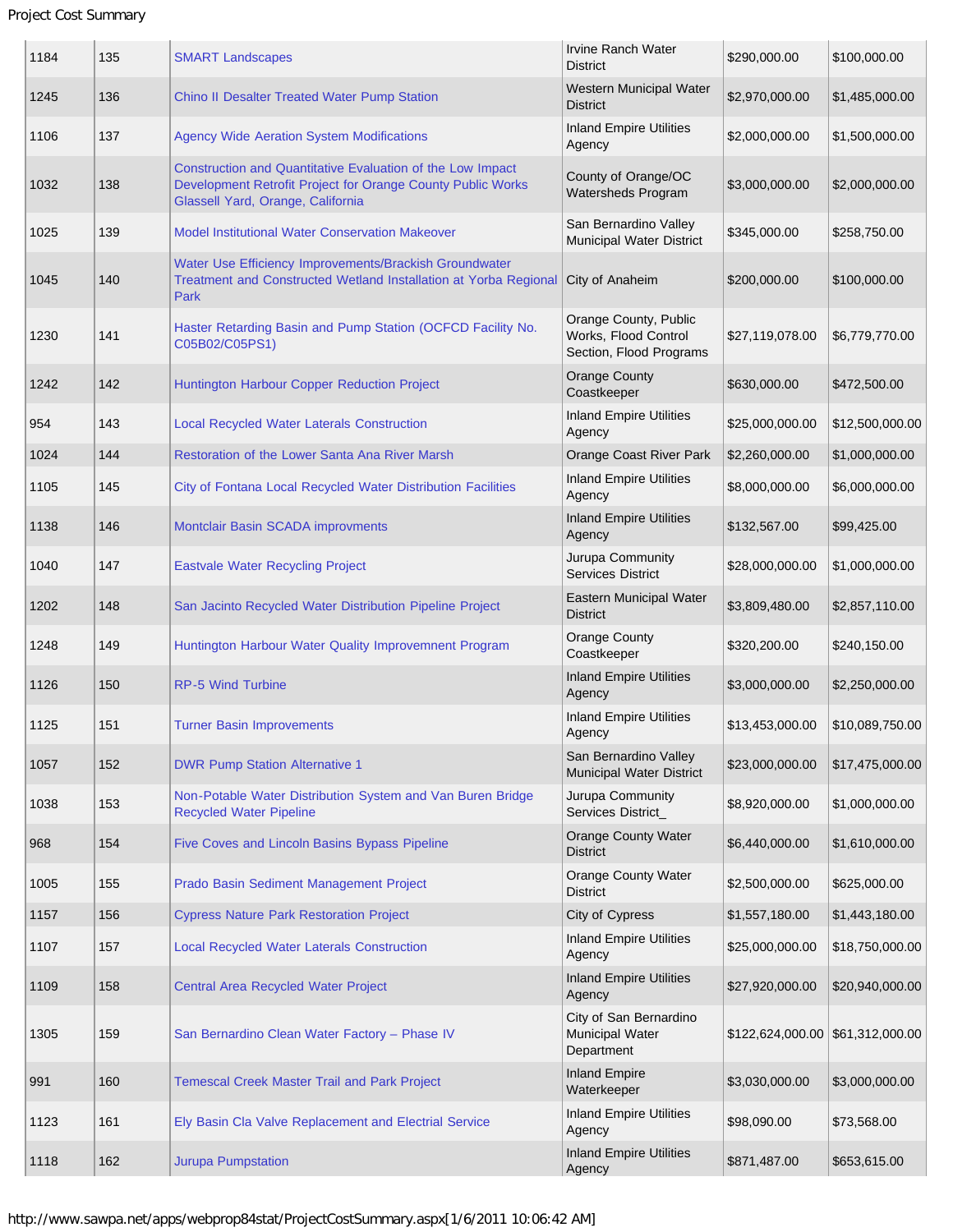| 1184 | 135 | SMART Landscapes | Irvine Ranch Water District | $290,000.00 | $100,000.00 |
|---|---|---|---|---|---|
| 1245 | 136 | Chino II Desalter Treated Water Pump Station | Western Municipal Water District | $2,970,000.00 | $1,485,000.00 |
| 1106 | 137 | Agency Wide Aeration System Modifications | Inland Empire Utilities Agency | $2,000,000.00 | $1,500,000.00 |
| 1032 | 138 | Construction and Quantitative Evaluation of the Low Impact Development Retrofit Project for Orange County Public Works Glassell Yard, Orange, California | County of Orange/OC Watersheds Program | $3,000,000.00 | $2,000,000.00 |
| 1025 | 139 | Model Institutional Water Conservation Makeover | San Bernardino Valley Municipal Water District | $345,000.00 | $258,750.00 |
| 1045 | 140 | Water Use Efficiency Improvements/Brackish Groundwater Treatment and Constructed Wetland Installation at Yorba Regional Park | City of Anaheim | $200,000.00 | $100,000.00 |
| 1230 | 141 | Haster Retarding Basin and Pump Station (OCFCD Facility No. C05B02/C05PS1) | Orange County, Public Works, Flood Control Section, Flood Programs | $27,119,078.00 | $6,779,770.00 |
| 1242 | 142 | Huntington Harbour Copper Reduction Project | Orange County Coastkeeper | $630,000.00 | $472,500.00 |
| 954 | 143 | Local Recycled Water Laterals Construction | Inland Empire Utilities Agency | $25,000,000.00 | $12,500,000.00 |
| 1024 | 144 | Restoration of the Lower Santa Ana River Marsh | Orange Coast River Park | $2,260,000.00 | $1,000,000.00 |
| 1105 | 145 | City of Fontana Local Recycled Water Distribution Facilities | Inland Empire Utilities Agency | $8,000,000.00 | $6,000,000.00 |
| 1138 | 146 | Montclair Basin SCADA improvments | Inland Empire Utilities Agency | $132,567.00 | $99,425.00 |
| 1040 | 147 | Eastvale Water Recycling Project | Jurupa Community Services District | $28,000,000.00 | $1,000,000.00 |
| 1202 | 148 | San Jacinto Recycled Water Distribution Pipeline Project | Eastern Municipal Water District | $3,809,480.00 | $2,857,110.00 |
| 1248 | 149 | Huntington Harbour Water Quality Improvemnent Program | Orange County Coastkeeper | $320,200.00 | $240,150.00 |
| 1126 | 150 | RP-5 Wind Turbine | Inland Empire Utilities Agency | $3,000,000.00 | $2,250,000.00 |
| 1125 | 151 | Turner Basin Improvements | Inland Empire Utilities Agency | $13,453,000.00 | $10,089,750.00 |
| 1057 | 152 | DWR Pump Station Alternative 1 | San Bernardino Valley Municipal Water District | $23,000,000.00 | $17,475,000.00 |
| 1038 | 153 | Non-Potable Water Distribution System and Van Buren Bridge Recycled Water Pipeline | Jurupa Community Services District_ | $8,920,000.00 | $1,000,000.00 |
| 968 | 154 | Five Coves and Lincoln Basins Bypass Pipeline | Orange County Water District | $6,440,000.00 | $1,610,000.00 |
| 1005 | 155 | Prado Basin Sediment Management Project | Orange County Water District | $2,500,000.00 | $625,000.00 |
| 1157 | 156 | Cypress Nature Park Restoration Project | City of Cypress | $1,557,180.00 | $1,443,180.00 |
| 1107 | 157 | Local Recycled Water Laterals Construction | Inland Empire Utilities Agency | $25,000,000.00 | $18,750,000.00 |
| 1109 | 158 | Central Area Recycled Water Project | Inland Empire Utilities Agency | $27,920,000.00 | $20,940,000.00 |
| 1305 | 159 | San Bernardino Clean Water Factory – Phase IV | City of San Bernardino Municipal Water Department | $122,624,000.00 | $61,312,000.00 |
| 991 | 160 | Temescal Creek Master Trail and Park Project | Inland Empire Waterkeeper | $3,030,000.00 | $3,000,000.00 |
| 1123 | 161 | Ely Basin Cla Valve Replacement and Electrial Service | Inland Empire Utilities Agency | $98,090.00 | $73,568.00 |
| 1118 | 162 | Jurupa Pumpstation | Inland Empire Utilities Agency | $871,487.00 | $653,615.00 |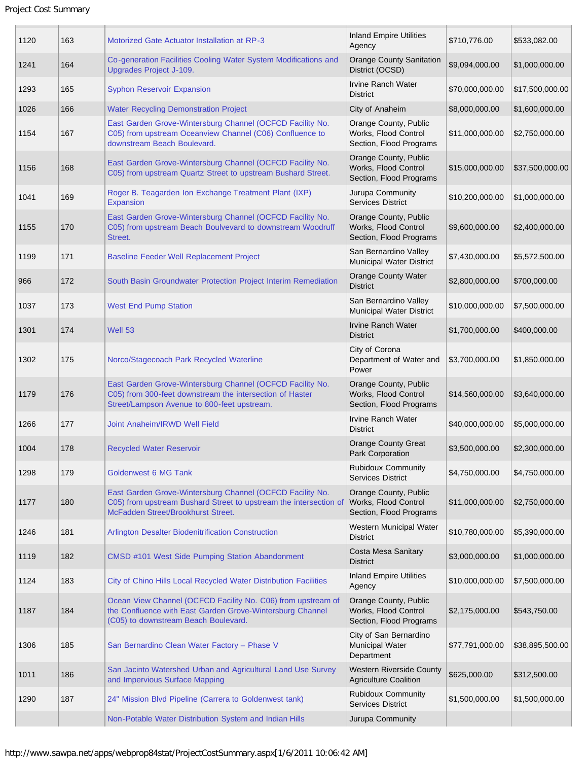| | | | | | |
|---|---|---|---|---|---|
| 1120 | 163 | Motorized Gate Actuator Installation at RP-3 | Inland Empire Utilities Agency | $710,776.00 | $533,082.00 |
| 1241 | 164 | Co-generation Facilities Cooling Water System Modifications and Upgrades Project J-109. | Orange County Sanitation District (OCSD) | $9,094,000.00 | $1,000,000.00 |
| 1293 | 165 | Syphon Reservoir Expansion | Irvine Ranch Water District | $70,000,000.00 | $17,500,000.00 |
| 1026 | 166 | Water Recycling Demonstration Project | City of Anaheim | $8,000,000.00 | $1,600,000.00 |
| 1154 | 167 | East Garden Grove-Wintersburg Channel (OCFCD Facility No. C05) from upstream Oceanview Channel (C06) Confluence to downstream Beach Boulevard. | Orange County, Public Works, Flood Control Section, Flood Programs | $11,000,000.00 | $2,750,000.00 |
| 1156 | 168 | East Garden Grove-Wintersburg Channel (OCFCD Facility No. C05) from upstream Quartz Street to upstream Bushard Street. | Orange County, Public Works, Flood Control Section, Flood Programs | $15,000,000.00 | $37,500,000.00 |
| 1041 | 169 | Roger B. Teagarden Ion Exchange Treatment Plant (IXP) Expansion | Jurupa Community Services District | $10,200,000.00 | $1,000,000.00 |
| 1155 | 170 | East Garden Grove-Wintersburg Channel (OCFCD Facility No. C05) from upstream Beach Boulvevard to downstream Woodruff Street. | Orange County, Public Works, Flood Control Section, Flood Programs | $9,600,000.00 | $2,400,000.00 |
| 1199 | 171 | Baseline Feeder Well Replacement Project | San Bernardino Valley Municipal Water District | $7,430,000.00 | $5,572,500.00 |
| 966 | 172 | South Basin Groundwater Protection Project Interim Remediation | Orange County Water District | $2,800,000.00 | $700,000.00 |
| 1037 | 173 | West End Pump Station | San Bernardino Valley Municipal Water District | $10,000,000.00 | $7,500,000.00 |
| 1301 | 174 | Well 53 | Irvine Ranch Water District | $1,700,000.00 | $400,000.00 |
| 1302 | 175 | Norco/Stagecoach Park Recycled Waterline | City of Corona Department of Water and Power | $3,700,000.00 | $1,850,000.00 |
| 1179 | 176 | East Garden Grove-Wintersburg Channel (OCFCD Facility No. C05) from 300-feet downstream the intersection of Haster Street/Lampson Avenue to 800-feet upstream. | Orange County, Public Works, Flood Control Section, Flood Programs | $14,560,000.00 | $3,640,000.00 |
| 1266 | 177 | Joint Anaheim/IRWD Well Field | Irvine Ranch Water District | $40,000,000.00 | $5,000,000.00 |
| 1004 | 178 | Recycled Water Reservoir | Orange County Great Park Corporation | $3,500,000.00 | $2,300,000.00 |
| 1298 | 179 | Goldenwest 6 MG Tank | Rubidoux Community Services District | $4,750,000.00 | $4,750,000.00 |
| 1177 | 180 | East Garden Grove-Wintersburg Channel (OCFCD Facility No. C05) from upstream Bushard Street to upstream the intersection of McFadden Street/Brookhurst Street. | Orange County, Public Works, Flood Control Section, Flood Programs | $11,000,000.00 | $2,750,000.00 |
| 1246 | 181 | Arlington Desalter Biodenitrification Construction | Western Municipal Water District | $10,780,000.00 | $5,390,000.00 |
| 1119 | 182 | CMSD #101 West Side Pumping Station Abandonment | Costa Mesa Sanitary District | $3,000,000.00 | $1,000,000.00 |
| 1124 | 183 | City of Chino Hills Local Recycled Water Distribution Facilities | Inland Empire Utilities Agency | $10,000,000.00 | $7,500,000.00 |
| 1187 | 184 | Ocean View Channel (OCFCD Facility No. C06) from upstream of the Confluence with East Garden Grove-Wintersburg Channel (C05) to downstream Beach Boulevard. | Orange County, Public Works, Flood Control Section, Flood Programs | $2,175,000.00 | $543,750.00 |
| 1306 | 185 | San Bernardino Clean Water Factory – Phase V | City of San Bernardino Municipal Water Department | $77,791,000.00 | $38,895,500.00 |
| 1011 | 186 | San Jacinto Watershed Urban and Agricultural Land Use Survey and Impervious Surface Mapping | Western Riverside County Agriculture Coalition | $625,000.00 | $312,500.00 |
| 1290 | 187 | 24" Mission Blvd Pipeline (Carrera to Goldenwest tank) | Rubidoux Community Services District | $1,500,000.00 | $1,500,000.00 |
| | | Non-Potable Water Distribution System and Indian Hills | Jurupa Community | | |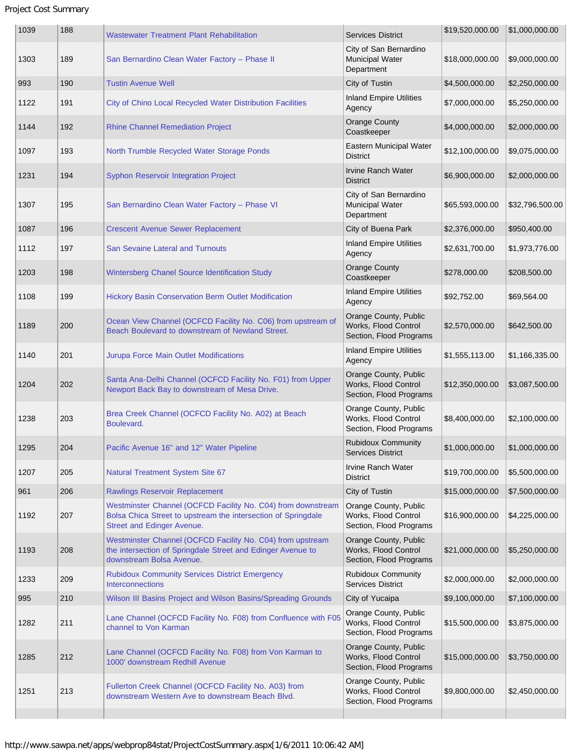| | | | | | |
|---|---|---|---|---|---|
| 1039 | 188 | Wastewater Treatment Plant Rehabilitation | Services District | $19,520,000.00 | $1,000,000.00 |
| 1303 | 189 | San Bernardino Clean Water Factory – Phase II | City of San Bernardino Municipal Water Department | $18,000,000.00 | $9,000,000.00 |
| 993 | 190 | Tustin Avenue Well | City of Tustin | $4,500,000.00 | $2,250,000.00 |
| 1122 | 191 | City of Chino Local Recycled Water Distribution Facilities | Inland Empire Utilities Agency | $7,000,000.00 | $5,250,000.00 |
| 1144 | 192 | Rhine Channel Remediation Project | Orange County Coastkeeper | $4,000,000.00 | $2,000,000.00 |
| 1097 | 193 | North Trumble Recycled Water Storage Ponds | Eastern Municipal Water District | $12,100,000.00 | $9,075,000.00 |
| 1231 | 194 | Syphon Reservoir Integration Project | Irvine Ranch Water District | $6,900,000.00 | $2,000,000.00 |
| 1307 | 195 | San Bernardino Clean Water Factory – Phase VI | City of San Bernardino Municipal Water Department | $65,593,000.00 | $32,796,500.00 |
| 1087 | 196 | Crescent Avenue Sewer Replacement | City of Buena Park | $2,376,000.00 | $950,400.00 |
| 1112 | 197 | San Sevaine Lateral and Turnouts | Inland Empire Utilities Agency | $2,631,700.00 | $1,973,776.00 |
| 1203 | 198 | Wintersberg Chanel Source Identification Study | Orange County Coastkeeper | $278,000.00 | $208,500.00 |
| 1108 | 199 | Hickory Basin Conservation Berm Outlet Modification | Inland Empire Utilities Agency | $92,752.00 | $69,564.00 |
| 1189 | 200 | Ocean View Channel (OCFCD Facility No. C06) from upstream of Beach Boulevard to downstream of Newland Street. | Orange County, Public Works, Flood Control Section, Flood Programs | $2,570,000.00 | $642,500.00 |
| 1140 | 201 | Jurupa Force Main Outlet Modifications | Inland Empire Utilities Agency | $1,555,113.00 | $1,166,335.00 |
| 1204 | 202 | Santa Ana-Delhi Channel (OCFCD Facility No. F01) from Upper Newport Back Bay to downstream of Mesa Drive. | Orange County, Public Works, Flood Control Section, Flood Programs | $12,350,000.00 | $3,087,500.00 |
| 1238 | 203 | Brea Creek Channel (OCFCD Facility No. A02) at Beach Boulevard. | Orange County, Public Works, Flood Control Section, Flood Programs | $8,400,000.00 | $2,100,000.00 |
| 1295 | 204 | Pacific Avenue 16" and 12" Water Pipeline | Rubidoux Community Services District | $1,000,000.00 | $1,000,000.00 |
| 1207 | 205 | Natural Treatment System Site 67 | Irvine Ranch Water District | $19,700,000.00 | $5,500,000.00 |
| 961 | 206 | Rawlings Reservoir Replacement | City of Tustin | $15,000,000.00 | $7,500,000.00 |
| 1192 | 207 | Westminster Channel (OCFCD Facility No. C04) from downstream Bolsa Chica Street to upstream the intersection of Springdale Street and Edinger Avenue. | Orange County, Public Works, Flood Control Section, Flood Programs | $16,900,000.00 | $4,225,000.00 |
| 1193 | 208 | Westminster Channel (OCFCD Facility No. C04) from upstream the intersection of Springdale Street and Edinger Avenue to downstream Bolsa Avenue. | Orange County, Public Works, Flood Control Section, Flood Programs | $21,000,000.00 | $5,250,000.00 |
| 1233 | 209 | Rubidoux Community Services District Emergency Interconnections | Rubidoux Community Services District | $2,000,000.00 | $2,000,000.00 |
| 995 | 210 | Wilson III Basins Project and Wilson Basins/Spreading Grounds | City of Yucaipa | $9,100,000.00 | $7,100,000.00 |
| 1282 | 211 | Lane Channel (OCFCD Facility No. F08) from Confluence with F05 channel to Von Karman | Orange County, Public Works, Flood Control Section, Flood Programs | $15,500,000.00 | $3,875,000.00 |
| 1285 | 212 | Lane Channel (OCFCD Facility No. F08) from Von Karman to 1000' downstream Redhill Avenue | Orange County, Public Works, Flood Control Section, Flood Programs | $15,000,000.00 | $3,750,000.00 |
| 1251 | 213 | Fullerton Creek Channel (OCFCD Facility No. A03) from downstream Western Ave to downstream Beach Blvd. | Orange County, Public Works, Flood Control Section, Flood Programs | $9,800,000.00 | $2,450,000.00 |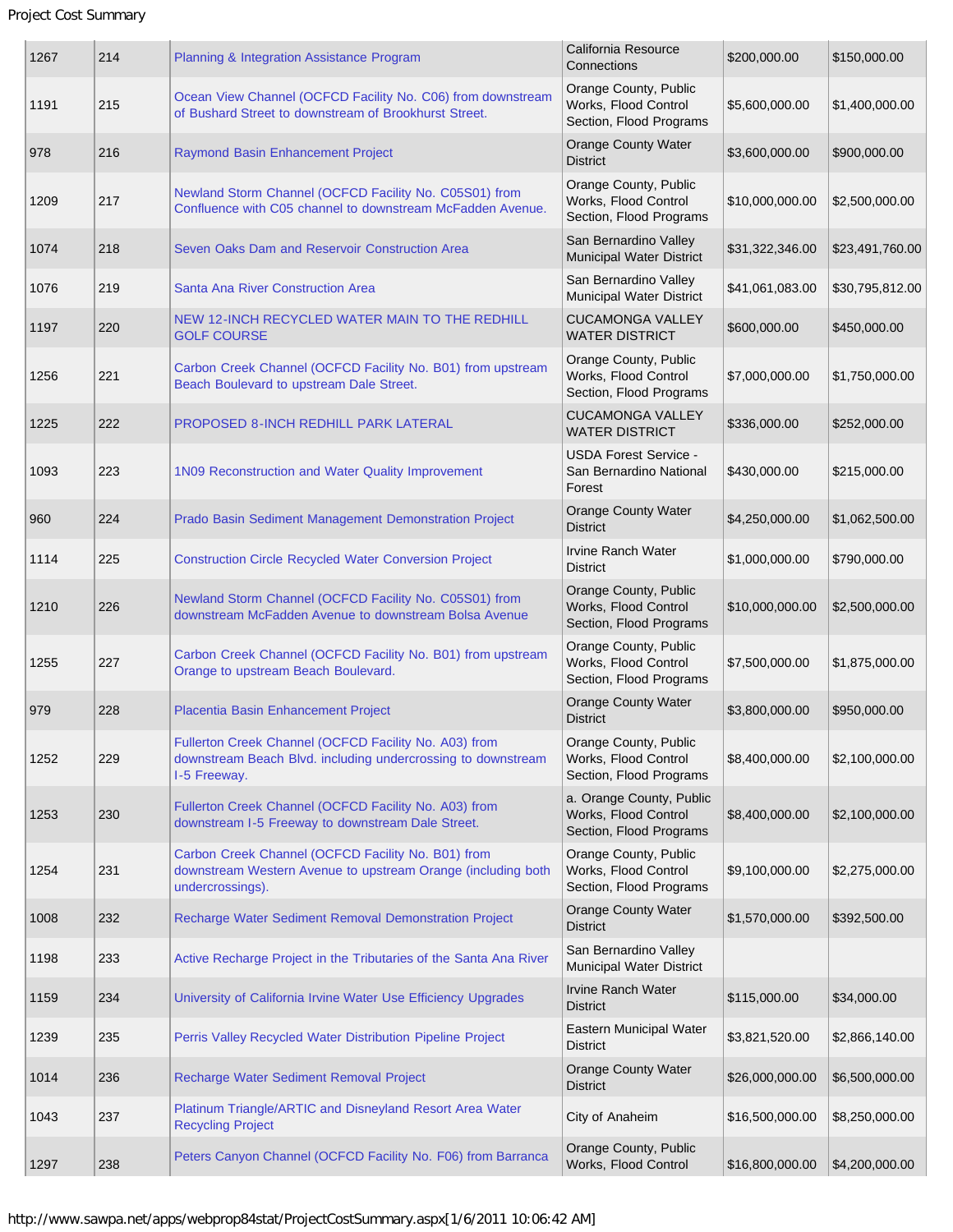| | | | | | |
|---|---|---|---|---|---|
| 1267 | 214 | Planning & Integration Assistance Program | California Resource Connections | $200,000.00 | $150,000.00 |
| 1191 | 215 | Ocean View Channel (OCFCD Facility No. C06) from downstream of Bushard Street to downstream of Brookhurst Street. | Orange County, Public Works, Flood Control Section, Flood Programs | $5,600,000.00 | $1,400,000.00 |
| 978 | 216 | Raymond Basin Enhancement Project | Orange County Water District | $3,600,000.00 | $900,000.00 |
| 1209 | 217 | Newland Storm Channel (OCFCD Facility No. C05S01) from Confluence with C05 channel to downstream McFadden Avenue. | Orange County, Public Works, Flood Control Section, Flood Programs | $10,000,000.00 | $2,500,000.00 |
| 1074 | 218 | Seven Oaks Dam and Reservoir Construction Area | San Bernardino Valley Municipal Water District | $31,322,346.00 | $23,491,760.00 |
| 1076 | 219 | Santa Ana River Construction Area | San Bernardino Valley Municipal Water District | $41,061,083.00 | $30,795,812.00 |
| 1197 | 220 | NEW 12-INCH RECYCLED WATER MAIN TO THE REDHILL GOLF COURSE | CUCAMONGA VALLEY WATER DISTRICT | $600,000.00 | $450,000.00 |
| 1256 | 221 | Carbon Creek Channel (OCFCD Facility No. B01) from upstream Beach Boulevard to upstream Dale Street. | Orange County, Public Works, Flood Control Section, Flood Programs | $7,000,000.00 | $1,750,000.00 |
| 1225 | 222 | PROPOSED 8-INCH REDHILL PARK LATERAL | CUCAMONGA VALLEY WATER DISTRICT | $336,000.00 | $252,000.00 |
| 1093 | 223 | 1N09 Reconstruction and Water Quality Improvement | USDA Forest Service - San Bernardino National Forest | $430,000.00 | $215,000.00 |
| 960 | 224 | Prado Basin Sediment Management Demonstration Project | Orange County Water District | $4,250,000.00 | $1,062,500.00 |
| 1114 | 225 | Construction Circle Recycled Water Conversion Project | Irvine Ranch Water District | $1,000,000.00 | $790,000.00 |
| 1210 | 226 | Newland Storm Channel (OCFCD Facility No. C05S01) from downstream McFadden Avenue to downstream Bolsa Avenue | Orange County, Public Works, Flood Control Section, Flood Programs | $10,000,000.00 | $2,500,000.00 |
| 1255 | 227 | Carbon Creek Channel (OCFCD Facility No. B01) from upstream Orange to upstream Beach Boulevard. | Orange County, Public Works, Flood Control Section, Flood Programs | $7,500,000.00 | $1,875,000.00 |
| 979 | 228 | Placentia Basin Enhancement Project | Orange County Water District | $3,800,000.00 | $950,000.00 |
| 1252 | 229 | Fullerton Creek Channel (OCFCD Facility No. A03) from downstream Beach Blvd. including undercrossing to downstream I-5 Freeway. | Orange County, Public Works, Flood Control Section, Flood Programs | $8,400,000.00 | $2,100,000.00 |
| 1253 | 230 | Fullerton Creek Channel (OCFCD Facility No. A03) from downstream I-5 Freeway to downstream Dale Street. | a. Orange County, Public Works, Flood Control Section, Flood Programs | $8,400,000.00 | $2,100,000.00 |
| 1254 | 231 | Carbon Creek Channel (OCFCD Facility No. B01) from downstream Western Avenue to upstream Orange (including both undercrossings). | Orange County, Public Works, Flood Control Section, Flood Programs | $9,100,000.00 | $2,275,000.00 |
| 1008 | 232 | Recharge Water Sediment Removal Demonstration Project | Orange County Water District | $1,570,000.00 | $392,500.00 |
| 1198 | 233 | Active Recharge Project in the Tributaries of the Santa Ana River | San Bernardino Valley Municipal Water District | | |
| 1159 | 234 | University of California Irvine Water Use Efficiency Upgrades | Irvine Ranch Water District | $115,000.00 | $34,000.00 |
| 1239 | 235 | Perris Valley Recycled Water Distribution Pipeline Project | Eastern Municipal Water District | $3,821,520.00 | $2,866,140.00 |
| 1014 | 236 | Recharge Water Sediment Removal Project | Orange County Water District | $26,000,000.00 | $6,500,000.00 |
| 1043 | 237 | Platinum Triangle/ARTIC and Disneyland Resort Area Water Recycling Project | City of Anaheim | $16,500,000.00 | $8,250,000.00 |
| 1297 | 238 | Peters Canyon Channel (OCFCD Facility No. F06) from Barranca | Orange County, Public Works, Flood Control | $16,800,000.00 | $4,200,000.00 |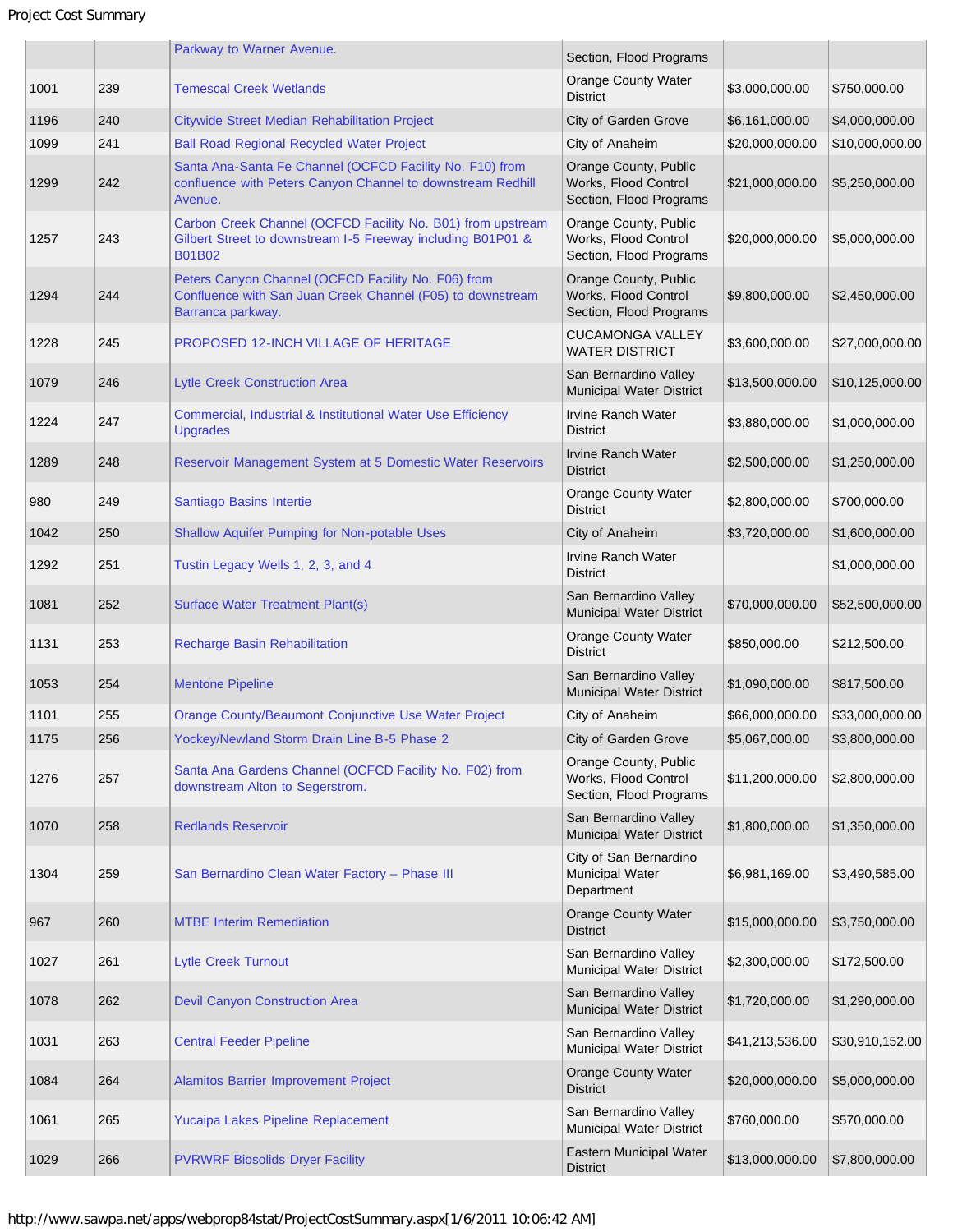| | | Parkway to Warner Avenue. | Section, Flood Programs | | |
|---|---|---|---|---|---|
| 1001 | 239 | Temescal Creek Wetlands | Orange County Water District | $3,000,000.00 | $750,000.00 |
| 1196 | 240 | Citywide Street Median Rehabilitation Project | City of Garden Grove | $6,161,000.00 | $4,000,000.00 |
| 1099 | 241 | Ball Road Regional Recycled Water Project | City of Anaheim | $20,000,000.00 | $10,000,000.00 |
| 1299 | 242 | Santa Ana-Santa Fe Channel (OCFCD Facility No. F10) from confluence with Peters Canyon Channel to downstream Redhill Avenue. | Orange County, Public Works, Flood Control Section, Flood Programs | $21,000,000.00 | $5,250,000.00 |
| 1257 | 243 | Carbon Creek Channel (OCFCD Facility No. B01) from upstream Gilbert Street to downstream I-5 Freeway including B01P01 & B01B02 | Orange County, Public Works, Flood Control Section, Flood Programs | $20,000,000.00 | $5,000,000.00 |
| 1294 | 244 | Peters Canyon Channel (OCFCD Facility No. F06) from Confluence with San Juan Creek Channel (F05) to downstream Barranca parkway. | Orange County, Public Works, Flood Control Section, Flood Programs | $9,800,000.00 | $2,450,000.00 |
| 1228 | 245 | PROPOSED 12-INCH VILLAGE OF HERITAGE | CUCAMONGA VALLEY WATER DISTRICT | $3,600,000.00 | $27,000,000.00 |
| 1079 | 246 | Lytle Creek Construction Area | San Bernardino Valley Municipal Water District | $13,500,000.00 | $10,125,000.00 |
| 1224 | 247 | Commercial, Industrial & Institutional Water Use Efficiency Upgrades | Irvine Ranch Water District | $3,880,000.00 | $1,000,000.00 |
| 1289 | 248 | Reservoir Management System at 5 Domestic Water Reservoirs | Irvine Ranch Water District | $2,500,000.00 | $1,250,000.00 |
| 980 | 249 | Santiago Basins Intertie | Orange County Water District | $2,800,000.00 | $700,000.00 |
| 1042 | 250 | Shallow Aquifer Pumping for Non-potable Uses | City of Anaheim | $3,720,000.00 | $1,600,000.00 |
| 1292 | 251 | Tustin Legacy Wells 1, 2, 3, and 4 | Irvine Ranch Water District | | $1,000,000.00 |
| 1081 | 252 | Surface Water Treatment Plant(s) | San Bernardino Valley Municipal Water District | $70,000,000.00 | $52,500,000.00 |
| 1131 | 253 | Recharge Basin Rehabilitation | Orange County Water District | $850,000.00 | $212,500.00 |
| 1053 | 254 | Mentone Pipeline | San Bernardino Valley Municipal Water District | $1,090,000.00 | $817,500.00 |
| 1101 | 255 | Orange County/Beaumont Conjunctive Use Water Project | City of Anaheim | $66,000,000.00 | $33,000,000.00 |
| 1175 | 256 | Yockey/Newland Storm Drain Line B-5 Phase 2 | City of Garden Grove | $5,067,000.00 | $3,800,000.00 |
| 1276 | 257 | Santa Ana Gardens Channel (OCFCD Facility No. F02) from downstream Alton to Segerstrom. | Orange County, Public Works, Flood Control Section, Flood Programs | $11,200,000.00 | $2,800,000.00 |
| 1070 | 258 | Redlands Reservoir | San Bernardino Valley Municipal Water District | $1,800,000.00 | $1,350,000.00 |
| 1304 | 259 | San Bernardino Clean Water Factory – Phase III | City of San Bernardino Municipal Water Department | $6,981,169.00 | $3,490,585.00 |
| 967 | 260 | MTBE Interim Remediation | Orange County Water District | $15,000,000.00 | $3,750,000.00 |
| 1027 | 261 | Lytle Creek Turnout | San Bernardino Valley Municipal Water District | $2,300,000.00 | $172,500.00 |
| 1078 | 262 | Devil Canyon Construction Area | San Bernardino Valley Municipal Water District | $1,720,000.00 | $1,290,000.00 |
| 1031 | 263 | Central Feeder Pipeline | San Bernardino Valley Municipal Water District | $41,213,536.00 | $30,910,152.00 |
| 1084 | 264 | Alamitos Barrier Improvement Project | Orange County Water District | $20,000,000.00 | $5,000,000.00 |
| 1061 | 265 | Yucaipa Lakes Pipeline Replacement | San Bernardino Valley Municipal Water District | $760,000.00 | $570,000.00 |
| 1029 | 266 | PVRWRF Biosolids Dryer Facility | Eastern Municipal Water District | $13,000,000.00 | $7,800,000.00 |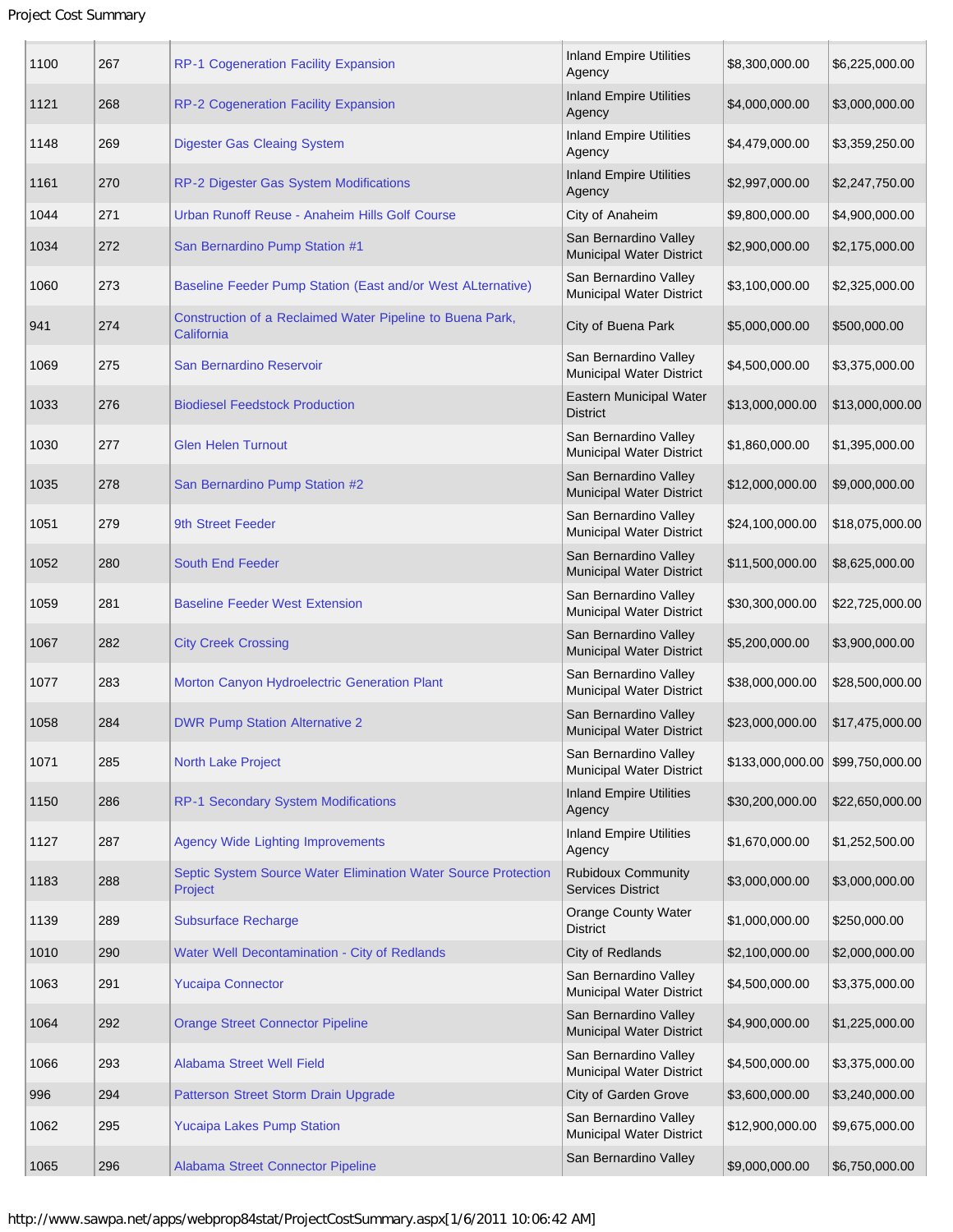| | | | | | |
|---|---|---|---|---|---|
| 1100 | 267 | RP-1 Cogeneration Facility Expansion | Inland Empire Utilities Agency | $8,300,000.00 | $6,225,000.00 |
| 1121 | 268 | RP-2 Cogeneration Facility Expansion | Inland Empire Utilities Agency | $4,000,000.00 | $3,000,000.00 |
| 1148 | 269 | Digester Gas Cleaing System | Inland Empire Utilities Agency | $4,479,000.00 | $3,359,250.00 |
| 1161 | 270 | RP-2 Digester Gas System Modifications | Inland Empire Utilities Agency | $2,997,000.00 | $2,247,750.00 |
| 1044 | 271 | Urban Runoff Reuse - Anaheim Hills Golf Course | City of Anaheim | $9,800,000.00 | $4,900,000.00 |
| 1034 | 272 | San Bernardino Pump Station #1 | San Bernardino Valley Municipal Water District | $2,900,000.00 | $2,175,000.00 |
| 1060 | 273 | Baseline Feeder Pump Station (East and/or West ALternative) | San Bernardino Valley Municipal Water District | $3,100,000.00 | $2,325,000.00 |
| 941 | 274 | Construction of a Reclaimed Water Pipeline to Buena Park, California | City of Buena Park | $5,000,000.00 | $500,000.00 |
| 1069 | 275 | San Bernardino Reservoir | San Bernardino Valley Municipal Water District | $4,500,000.00 | $3,375,000.00 |
| 1033 | 276 | Biodiesel Feedstock Production | Eastern Municipal Water District | $13,000,000.00 | $13,000,000.00 |
| 1030 | 277 | Glen Helen Turnout | San Bernardino Valley Municipal Water District | $1,860,000.00 | $1,395,000.00 |
| 1035 | 278 | San Bernardino Pump Station #2 | San Bernardino Valley Municipal Water District | $12,000,000.00 | $9,000,000.00 |
| 1051 | 279 | 9th Street Feeder | San Bernardino Valley Municipal Water District | $24,100,000.00 | $18,075,000.00 |
| 1052 | 280 | South End Feeder | San Bernardino Valley Municipal Water District | $11,500,000.00 | $8,625,000.00 |
| 1059 | 281 | Baseline Feeder West Extension | San Bernardino Valley Municipal Water District | $30,300,000.00 | $22,725,000.00 |
| 1067 | 282 | City Creek Crossing | San Bernardino Valley Municipal Water District | $5,200,000.00 | $3,900,000.00 |
| 1077 | 283 | Morton Canyon Hydroelectric Generation Plant | San Bernardino Valley Municipal Water District | $38,000,000.00 | $28,500,000.00 |
| 1058 | 284 | DWR Pump Station Alternative 2 | San Bernardino Valley Municipal Water District | $23,000,000.00 | $17,475,000.00 |
| 1071 | 285 | North Lake Project | San Bernardino Valley Municipal Water District | $133,000,000.00 | $99,750,000.00 |
| 1150 | 286 | RP-1 Secondary System Modifications | Inland Empire Utilities Agency | $30,200,000.00 | $22,650,000.00 |
| 1127 | 287 | Agency Wide Lighting Improvements | Inland Empire Utilities Agency | $1,670,000.00 | $1,252,500.00 |
| 1183 | 288 | Septic System Source Water Elimination Water Source Protection Project | Rubidoux Community Services District | $3,000,000.00 | $3,000,000.00 |
| 1139 | 289 | Subsurface Recharge | Orange County Water District | $1,000,000.00 | $250,000.00 |
| 1010 | 290 | Water Well Decontamination - City of Redlands | City of Redlands | $2,100,000.00 | $2,000,000.00 |
| 1063 | 291 | Yucaipa Connector | San Bernardino Valley Municipal Water District | $4,500,000.00 | $3,375,000.00 |
| 1064 | 292 | Orange Street Connector Pipeline | San Bernardino Valley Municipal Water District | $4,900,000.00 | $1,225,000.00 |
| 1066 | 293 | Alabama Street Well Field | San Bernardino Valley Municipal Water District | $4,500,000.00 | $3,375,000.00 |
| 996 | 294 | Patterson Street Storm Drain Upgrade | City of Garden Grove | $3,600,000.00 | $3,240,000.00 |
| 1062 | 295 | Yucaipa Lakes Pump Station | San Bernardino Valley Municipal Water District | $12,900,000.00 | $9,675,000.00 |
| 1065 | 296 | Alabama Street Connector Pipeline | San Bernardino Valley | $9,000,000.00 | $6,750,000.00 |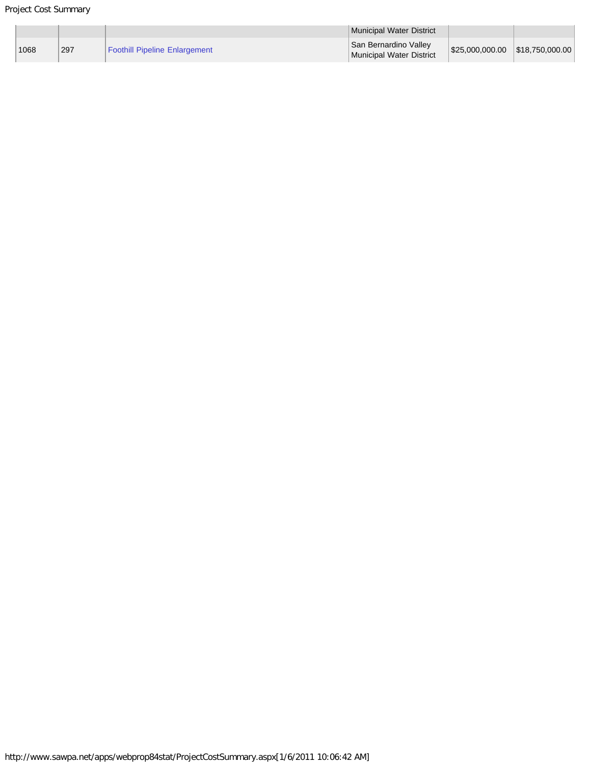| | | | | | |
|---|---|---|---|---|---|
| | | | Municipal Water District | | |
| 1068 | 297 | Foothill Pipeline Enlargement | San Bernardino Valley Municipal Water District | $25,000,000.00 | $18,750,000.00 |